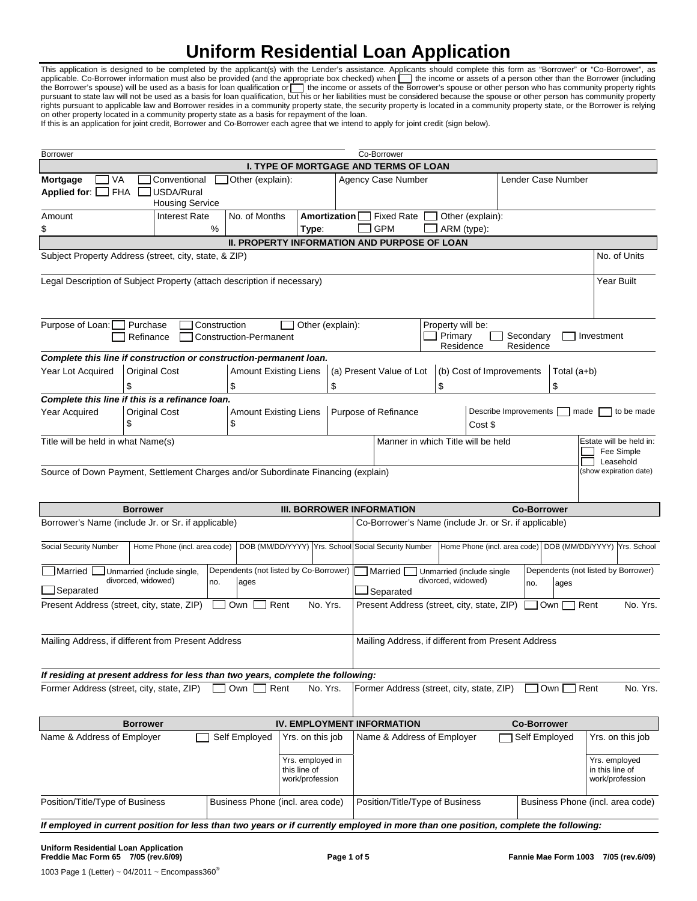# Uniform Residential Loan Application

This application is designed to be completed by the applicant(s) with the Lender's assistance. Applicants should complete this form as "Borrower" or "Co-Borrower", as applicable. Co-Borrower information must also be provided (and the appropriate box checked) when ☐ the income or assets of a person other than the Borrower (including the Borrower's spouse) will be used as a basis for loan qualification or ☐ the income or assets of the Borrower's spouse or other person who has community property rights pursuant to state law will not be used as a basis for loan qualification, but his or her liabilities must be considered because the spouse or other person has community property rights pursuant to applicable law and Borrower resides in a community property state, the security property is located in a community property state, or the Borrower is relying on other property located in a community property state as a basis for repayment of the loan.

If this is an application for joint credit, Borrower and Co-Borrower each agree that we intend to apply for joint credit (sign below).

Borrower ________________________ Co-Borrower ________________________

## I. TYPE OF MORTGAGE AND TERMS OF LOAN

| | | | |
|---|---|---|---|
| Mortgage Applied for: ☐ VA ☐ FHA ☐ Conventional ☐ USDA/Rural Housing Service ☐ Other (explain): | Agency Case Number | | Lender Case Number |
| Amount $ | Interest Rate % | No. of Months | Amortization Type: ☐ Fixed Rate ☐ GPM ☐ Other (explain): ☐ ARM (type): |

## II. PROPERTY INFORMATION AND PURPOSE OF LOAN

| | |
|---|---|
| Subject Property Address (street, city, state, & ZIP) | No. of Units |
| Legal Description of Subject Property (attach description if necessary) | Year Built |
| Purpose of Loan: ☐ Purchase ☐ Construction ☐ Other (explain): ☐ Refinance ☐ Construction-Permanent | Property will be: ☐ Primary Residence ☐ Secondary Residence ☐ Investment |

***Complete this line if construction or construction-permanent loan.***

| Year Lot Acquired | Original Cost | Amount Existing Liens | (a) Present Value of Lot | (b) Cost of Improvements | Total (a+b) |
|---|---|---|---|---|---|
| | $ | $ | $ | $ | $ |

***Complete this line if this is a refinance loan.***

| Year Acquired | Original Cost | Amount Existing Liens | Purpose of Refinance | Describe Improvements ☐ made ☐ to be made |
|---|---|---|---|---|
| | $ | $ | | Cost $ |

| | | |
|---|---|---|
| Title will be held in what Name(s) | Manner in which Title will be held | Estate will be held in: ☐ Fee Simple ☐ Leasehold (show expiration date) |
| Source of Down Payment, Settlement Charges and/or Subordinate Financing (explain) | | |

## III. BORROWER INFORMATION

| Borrower | | | | Co-Borrower | | | |
|---|---|---|---|---|---|---|---|
| Borrower's Name (include Jr. or Sr. if applicable) | | | | Co-Borrower's Name (include Jr. or Sr. if applicable) | | | |
| Social Security Number | Home Phone (incl. area code) | DOB (MM/DD/YYYY) | Yrs. School | Social Security Number | Home Phone (incl. area code) | DOB (MM/DD/YYYY) | Yrs. School |
| ☐ Married ☐ Unmarried (include single, divorced, widowed) ☐ Separated | | Dependents (not listed by Co-Borrower) no. ages | | ☐ Married ☐ Unmarried (include single divorced, widowed) ☐ Separated | | Dependents (not listed by Borrower) no. ages | |
| Present Address (street, city, state, ZIP) ☐ Own ☐ Rent No. Yrs. | | | | Present Address (street, city, state, ZIP) ☐ Own ☐ Rent No. Yrs. | | | |
| Mailing Address, if different from Present Address | | | | Mailing Address, if different from Present Address | | | |

***If residing at present address for less than two years, complete the following:***

| Borrower | Co-Borrower |
|---|---|
| Former Address (street, city, state, ZIP) ☐ Own ☐ Rent No. Yrs. | Former Address (street, city, state, ZIP) ☐ Own ☐ Rent No. Yrs. |

## IV. EMPLOYMENT INFORMATION

| Borrower | | | Co-Borrower | | |
|---|---|---|---|---|---|
| Name & Address of Employer | ☐ Self Employed | Yrs. on this job | Name & Address of Employer | ☐ Self Employed | Yrs. on this job |
| | | Yrs. employed in this line of work/profession | | | Yrs. employed in this line of work/profession |
| Position/Title/Type of Business | Business Phone (incl. area code) | | Position/Title/Type of Business | Business Phone (incl. area code) | |

***If employed in current position for less than two years or if currently employed in more than one position, complete the following:***

**Uniform Residential Loan Application**
**Freddie Mac Form 65 7/05 (rev.6/09)** **Fannie Mae Form 1003 7/05 (rev.6/09)**

1003 Page 1 (Letter) ~ 04/2011 ~ Encompass360®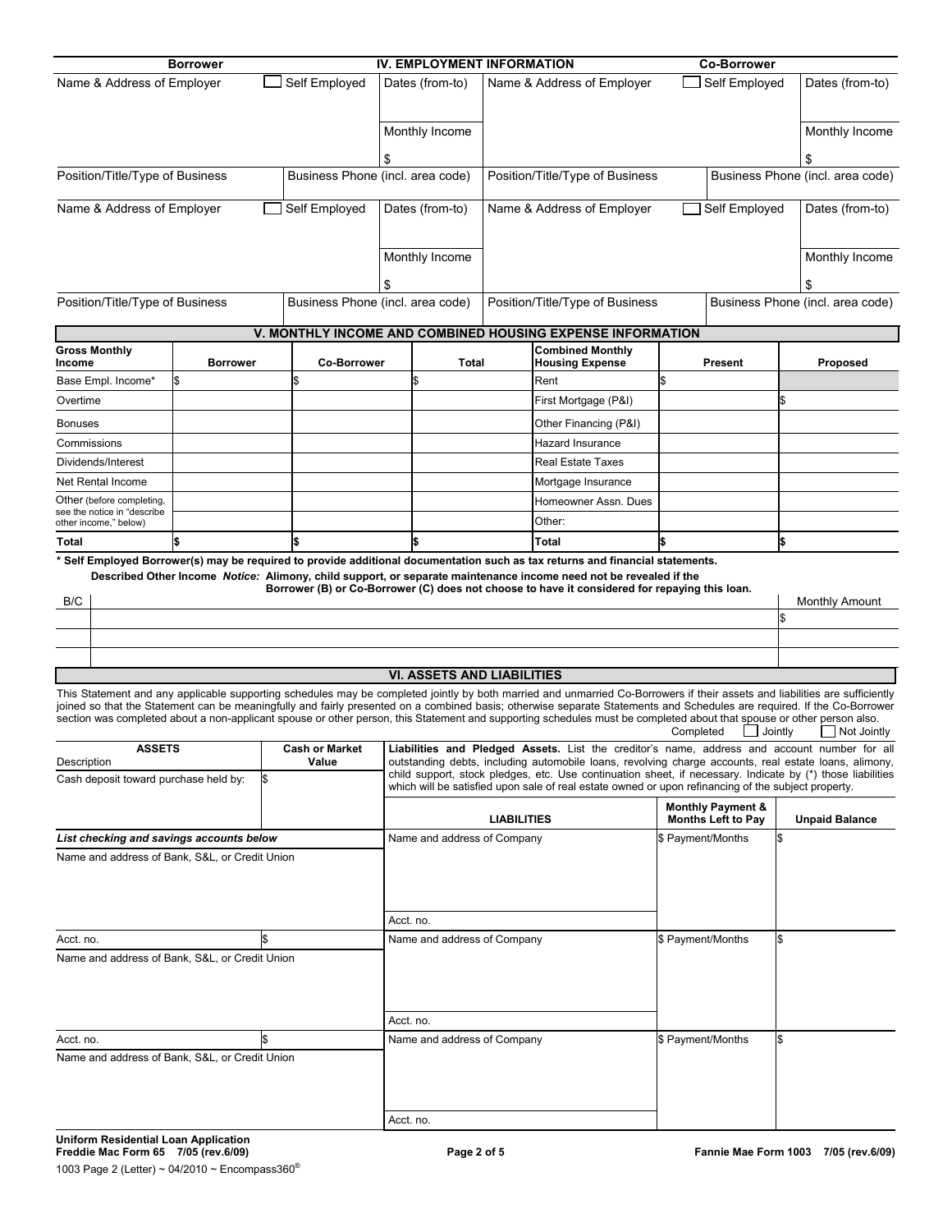## IV. EMPLOYMENT INFORMATION

| Borrower | | | Co-Borrower | | |
|---|---|---|---|---|---|
| Name & Address of Employer | ☐ Self Employed | Dates (from-to) | Name & Address of Employer | ☐ Self Employed | Dates (from-to) |
| | | Monthly Income $ | | | Monthly Income $ |
| Position/Title/Type of Business | Business Phone (incl. area code) | | Position/Title/Type of Business | Business Phone (incl. area code) | |
| Name & Address of Employer | ☐ Self Employed | Dates (from-to) | Name & Address of Employer | ☐ Self Employed | Dates (from-to) |
| | | Monthly Income $ | | | Monthly Income $ |
| Position/Title/Type of Business | Business Phone (incl. area code) | | Position/Title/Type of Business | Business Phone (incl. area code) | |

## V. MONTHLY INCOME AND COMBINED HOUSING EXPENSE INFORMATION

| Gross Monthly Income | Borrower | Co-Borrower | Total | Combined Monthly Housing Expense | Present | Proposed |
|---|---|---|---|---|---|---|
| Base Empl. Income* | $ | $ | $ | Rent | $ | |
| Overtime | | | | First Mortgage (P&I) | | $ |
| Bonuses | | | | Other Financing (P&I) | | |
| Commissions | | | | Hazard Insurance | | |
| Dividends/Interest | | | | Real Estate Taxes | | |
| Net Rental Income | | | | Mortgage Insurance | | |
| Other (before completing, see the notice in "describe other income," below) | | | | Homeowner Assn. Dues | | |
| | | | | Other: | | |
| Total | $ | $ | $ | Total | $ | $ |

**\* Self Employed Borrower(s) may be required to provide additional documentation such as tax returns and financial statements.**

**Described Other Income** ***Notice:*** **Alimony, child support, or separate maintenance income need not be revealed if the Borrower (B) or Co-Borrower (C) does not choose to have it considered for repaying this loan.**

| B/C | | Monthly Amount |
|---|---|---|
| | | $ |
| | | |
| | | |

## VI. ASSETS AND LIABILITIES

This Statement and any applicable supporting schedules may be completed jointly by both married and unmarried Co-Borrowers if their assets and liabilities are sufficiently joined so that the Statement can be meaningfully and fairly presented on a combined basis; otherwise separate Statements and Schedules are required. If the Co-Borrower section was completed about a non-applicant spouse or other person, this Statement and supporting schedules must be completed about that spouse or other person also.

Completed ☐ Jointly ☐ Not Jointly

**Liabilities and Pledged Assets.** List the creditor's name, address and account number for all outstanding debts, including automobile loans, revolving charge accounts, real estate loans, alimony, child support, stock pledges, etc. Use continuation sheet, if necessary. Indicate by (*) those liabilities which will be satisfied upon sale of real estate owned or upon refinancing of the subject property.

| ASSETS Description | Cash or Market Value | LIABILITIES | Monthly Payment & Months Left to Pay | Unpaid Balance |
|---|---|---|---|---|
| Cash deposit toward purchase held by: | $ | | | |
| ***List checking and savings accounts below*** | | Name and address of Company | $ Payment/Months | $ |
| Name and address of Bank, S&L, or Credit Union | | | | |
| | | Acct. no. | | |
| Acct. no. | $ | Name and address of Company | $ Payment/Months | $ |
| Name and address of Bank, S&L, or Credit Union | | | | |
| | | Acct. no. | | |
| Acct. no. | $ | Name and address of Company | $ Payment/Months | $ |
| Name and address of Bank, S&L, or Credit Union | | | | |
| | | Acct. no. | | |

**Uniform Residential Loan Application**
**Freddie Mac Form 65 7/05 (rev.6/09)** **Fannie Mae Form 1003 7/05 (rev.6/09)**
1003 Page 2 (Letter) ~ 04/2010 ~ Encompass360®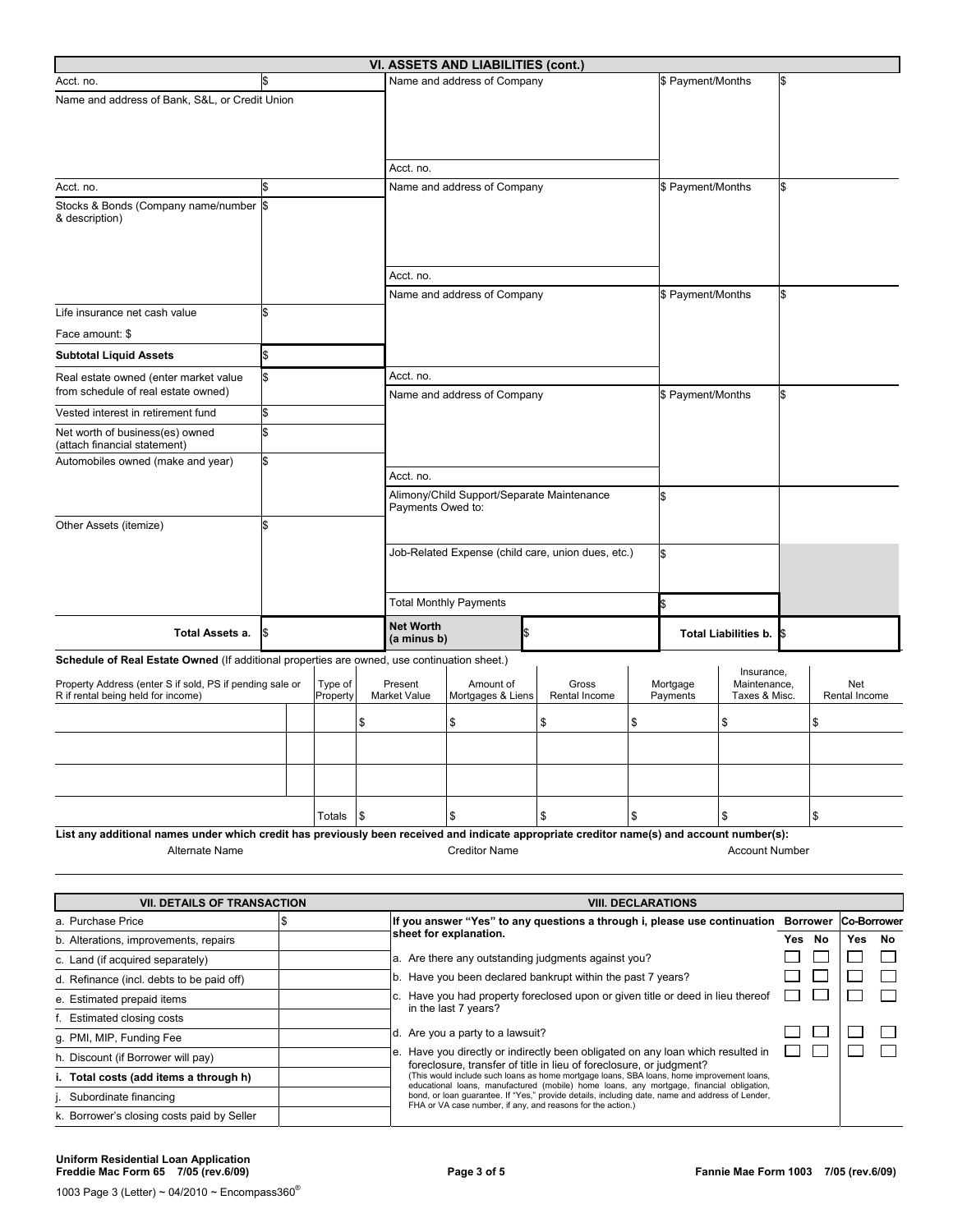## VI. ASSETS AND LIABILITIES (cont.)

| | | | | |
|---|---|---|---|---|
| Acct. no. | $ | Name and address of Company | $ Payment/Months | $ |
| Name and address of Bank, S&L, or Credit Union | | | | |
| | | Acct. no. | | |
| Acct. no. | $ | Name and address of Company | $ Payment/Months | $ |
| Stocks & Bonds (Company name/number & description) | $ | | | |
| | | Acct. no. | | |
| | | Name and address of Company | $ Payment/Months | $ |
| Life insurance net cash value | $ | | | |
| Face amount: $ | | | | |
| **Subtotal Liquid Assets** | $ | | | |
| Real estate owned (enter market value from schedule of real estate owned) | $ | Acct. no. | | |
| | | Name and address of Company | $ Payment/Months | $ |
| Vested interest in retirement fund | $ | | | |
| Net worth of business(es) owned (attach financial statement) | $ | | | |
| Automobiles owned (make and year) | $ | | | |
| | | Acct. no. | | |
| | | Alimony/Child Support/Separate Maintenance Payments Owed to: | $ | |
| Other Assets (itemize) | $ | | | |
| | | Job-Related Expense (child care, union dues, etc.) | $ | |
| | | Total Monthly Payments | $ | |
| **Total Assets a.** | $ | **Net Worth (a minus b)** $ | **Total Liabilities b.** | $ |

**Schedule of Real Estate Owned** (If additional properties are owned, use continuation sheet.)

| Property Address (enter S if sold, PS if pending sale or R if rental being held for income) | | Type of Property | Present Market Value | Amount of Mortgages & Liens | Gross Rental Income | Mortgage Payments | Insurance, Maintenance, Taxes & Misc. | Net Rental Income |
|---|---|---|---|---|---|---|---|---|
| | | | $ | $ | $ | $ | $ | $ |
| | | | | | | | | |
| | | | | | | | | |
| | | Totals | $ | $ | $ | $ | $ | $ |

**List any additional names under which credit has previously been received and indicate appropriate creditor name(s) and account number(s):**

| Alternate Name | Creditor Name | Account Number |
|---|---|---|
| | | |

| VII. DETAILS OF TRANSACTION | |
|---|---|
| a. Purchase Price | $ |
| b. Alterations, improvements, repairs | |
| c. Land (if acquired separately) | |
| d. Refinance (incl. debts to be paid off) | |
| e. Estimated prepaid items | |
| f. Estimated closing costs | |
| g. PMI, MIP, Funding Fee | |
| h. Discount (if Borrower will pay) | |
| **i. Total costs (add items a through h)** | |
| j. Subordinate financing | |
| k. Borrower's closing costs paid by Seller | |

| VIII. DECLARATIONS | Borrower | | Co-Borrower | |
|---|---|---|---|---|
| **If you answer "Yes" to any questions a through i, please use continuation sheet for explanation.** | Yes | No | Yes | No |
| a. Are there any outstanding judgments against you? | ☐ | ☐ | ☐ | ☐ |
| b. Have you been declared bankrupt within the past 7 years? | ☐ | ☐ | ☐ | ☐ |
| c. Have you had property foreclosed upon or given title or deed in lieu thereof in the last 7 years? | ☐ | ☐ | ☐ | ☐ |
| d. Are you a party to a lawsuit? | ☐ | ☐ | ☐ | ☐ |
| e. Have you directly or indirectly been obligated on any loan which resulted in foreclosure, transfer of title in lieu of foreclosure, or judgment? (This would include such loans as home mortgage loans, SBA loans, home improvement loans, educational loans, manufactured (mobile) home loans, any mortgage, financial obligation, bond, or loan guarantee. If "Yes," provide details, including date, name and address of Lender, FHA or VA case number, if any, and reasons for the action.) | ☐ | ☐ | ☐ | ☐ |

**Uniform Residential Loan Application**
**Freddie Mac Form 65 7/05 (rev.6/09)** **Fannie Mae Form 1003 7/05 (rev.6/09)**

1003 Page 3 (Letter) ~ 04/2010 ~ Encompass360®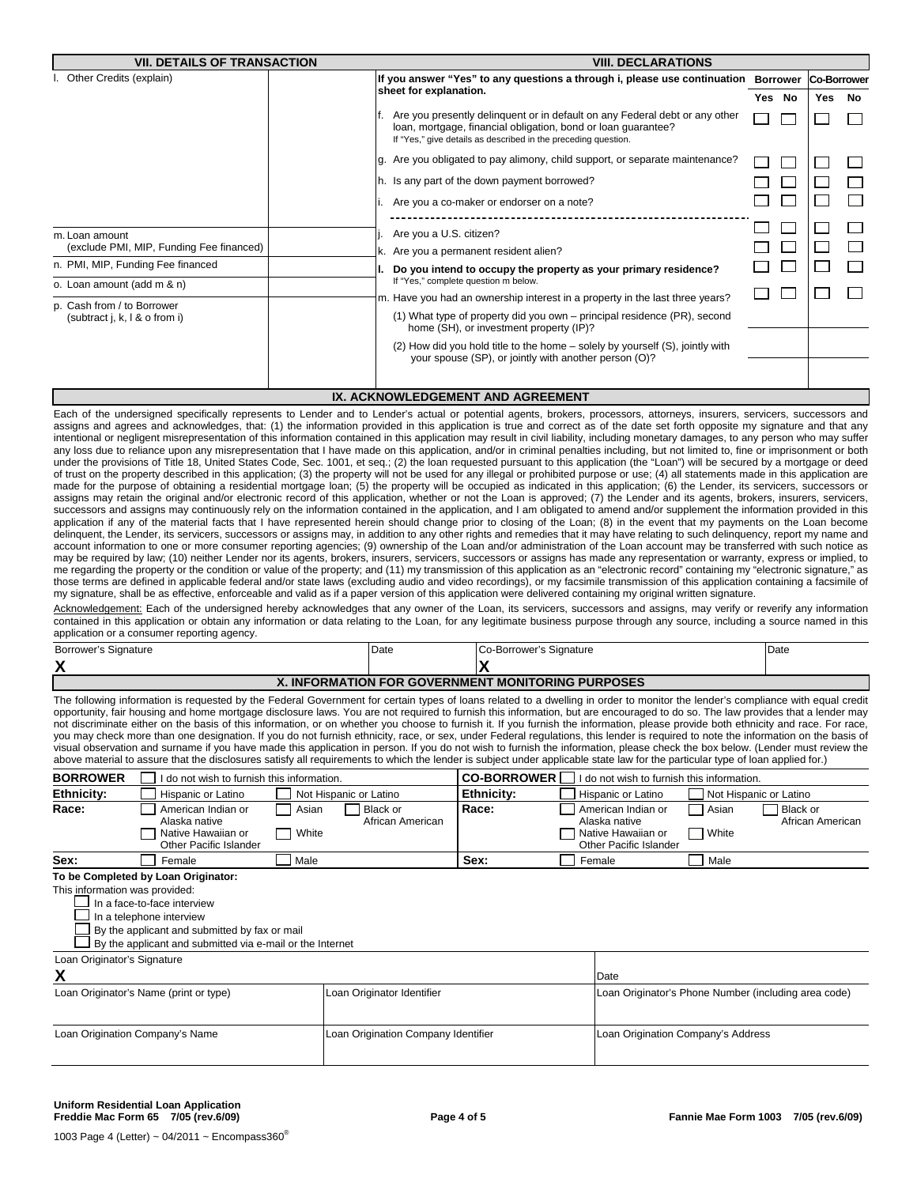| VII. DETAILS OF TRANSACTION | | VIII. DECLARATIONS | Borrower Yes | Borrower No | Co-Borrower Yes | Co-Borrower No |
|---|---|---|---|---|---|---|
| l. Other Credits (explain) | | **If you answer "Yes" to any questions a through i, please use continuation sheet for explanation.** | | | | |
| | | f. Are you presently delinquent or in default on any Federal debt or any other loan, mortgage, financial obligation, bond or loan guarantee? If "Yes," give details as described in the preceding question. | ☐ | ☐ | ☐ | ☐ |
| | | g. Are you obligated to pay alimony, child support, or separate maintenance? | ☐ | ☐ | ☐ | ☐ |
| | | h. Is any part of the down payment borrowed? | ☐ | ☐ | ☐ | ☐ |
| | | i. Are you a co-maker or endorser on a note? | ☐ | ☐ | ☐ | ☐ |
| m. Loan amount (exclude PMI, MIP, Funding Fee financed) | | j. Are you a U.S. citizen? | ☐ | ☐ | ☐ | ☐ |
| n. PMI, MIP, Funding Fee financed | | k. Are you a permanent resident alien? | ☐ | ☐ | ☐ | ☐ |
| o. Loan amount (add m & n) | | **l. Do you intend to occupy the property as your primary residence?** If "Yes," complete question m below. | ☐ | ☐ | ☐ | ☐ |
| p. Cash from / to Borrower (subtract j, k, l & o from i) | | m. Have you had an ownership interest in a property in the last three years? | ☐ | ☐ | ☐ | ☐ |
| | | (1) What type of property did you own – principal residence (PR), second home (SH), or investment property (IP)? | | | | |
| | | (2) How did you hold title to the home – solely by yourself (S), jointly with your spouse (SP), or jointly with another person (O)? | | | | |

## IX. ACKNOWLEDGEMENT AND AGREEMENT

Each of the undersigned specifically represents to Lender and to Lender's actual or potential agents, brokers, processors, attorneys, insurers, servicers, successors and assigns and agrees and acknowledges, that: (1) the information provided in this application is true and correct as of the date set forth opposite my signature and that any intentional or negligent misrepresentation of this information contained in this application may result in civil liability, including monetary damages, to any person who may suffer any loss due to reliance upon any misrepresentation that I have made on this application, and/or in criminal penalties including, but not limited to, fine or imprisonment or both under the provisions of Title 18, United States Code, Sec. 1001, et seq.; (2) the loan requested pursuant to this application (the "Loan") will be secured by a mortgage or deed of trust on the property described in this application; (3) the property will not be used for any illegal or prohibited purpose or use; (4) all statements made in this application are made for the purpose of obtaining a residential mortgage loan; (5) the property will be occupied as indicated in this application; (6) the Lender, its servicers, successors or assigns may retain the original and/or electronic record of this application, whether or not the Loan is approved; (7) the Lender and its agents, brokers, insurers, servicers, successors and assigns may continuously rely on the information contained in the application, and I am obligated to amend and/or supplement the information provided in this application if any of the material facts that I have represented herein should change prior to closing of the Loan; (8) in the event that my payments on the Loan become delinquent, the Lender, its servicers, successors or assigns may, in addition to any other rights and remedies that it may have relating to such delinquency, report my name and account information to one or more consumer reporting agencies; (9) ownership of the Loan and/or administration of the Loan account may be transferred with such notice as may be required by law; (10) neither Lender nor its agents, brokers, insurers, servicers, successors or assigns has made any representation or warranty, express or implied, to me regarding the property or the condition or value of the property; and (11) my transmission of this application as an "electronic record" containing my "electronic signature," as those terms are defined in applicable federal and/or state laws (excluding audio and video recordings), or my facsimile transmission of this application containing a facsimile of my signature, shall be as effective, enforceable and valid as if a paper version of this application were delivered containing my original written signature.

Acknowledgement: Each of the undersigned hereby acknowledges that any owner of the Loan, its servicers, successors and assigns, may verify or reverify any information contained in this application or obtain any information or data relating to the Loan, for any legitimate business purpose through any source, including a source named in this application or a consumer reporting agency.

| Borrower's Signature | Date | Co-Borrower's Signature | Date |
|---|---|---|---|
| X | | X | |

## X. INFORMATION FOR GOVERNMENT MONITORING PURPOSES

The following information is requested by the Federal Government for certain types of loans related to a dwelling in order to monitor the lender's compliance with equal credit opportunity, fair housing and home mortgage disclosure laws. You are not required to furnish this information, but are encouraged to do so. The law provides that a lender may not discriminate either on the basis of this information, or on whether you choose to furnish it. If you furnish the information, please provide both ethnicity and race. For race, you may check more than one designation. If you do not furnish ethnicity, race, or sex, under Federal regulations, this lender is required to note the information on the basis of visual observation and surname if you have made this application in person. If you do not wish to furnish the information, please check the box below. (Lender must review the above material to assure that the disclosures satisfy all requirements to which the lender is subject under applicable state law for the particular type of loan applied for.)

| | | | |
|---|---|---|---|
| **BORROWER** | ☐ I do not wish to furnish this information. | **CO-BORROWER** | ☐ I do not wish to furnish this information. |
| **Ethnicity:** | ☐ Hispanic or Latino ☐ Not Hispanic or Latino | **Ethnicity:** | ☐ Hispanic or Latino ☐ Not Hispanic or Latino |
| **Race:** | ☐ American Indian or Alaska native ☐ Asian ☐ Black or African American ☐ Native Hawaiian or Other Pacific Islander ☐ White | **Race:** | ☐ American Indian or Alaska native ☐ Asian ☐ Black or African American ☐ Native Hawaiian or Other Pacific Islander ☐ White |
| **Sex:** | ☐ Female ☐ Male | **Sex:** | ☐ Female ☐ Male |

**To be Completed by Loan Originator:**

This information was provided:

- ☐ In a face-to-face interview
- ☐ In a telephone interview
- ☐ By the applicant and submitted by fax or mail
- ☐ By the applicant and submitted via e-mail or the Internet

| Loan Originator's Signature | | Date |
|---|---|---|
| X | | |
| Loan Originator's Name (print or type) | Loan Originator Identifier | Loan Originator's Phone Number (including area code) |
| | | |
| Loan Origination Company's Name | Loan Origination Company Identifier | Loan Origination Company's Address |
| | | |

**Uniform Residential Loan Application**
**Freddie Mac Form 65 7/05 (rev.6/09)** **Fannie Mae Form 1003 7/05 (rev.6/09)**

1003 Page 4 (Letter) ~ 04/2011 ~ Encompass360®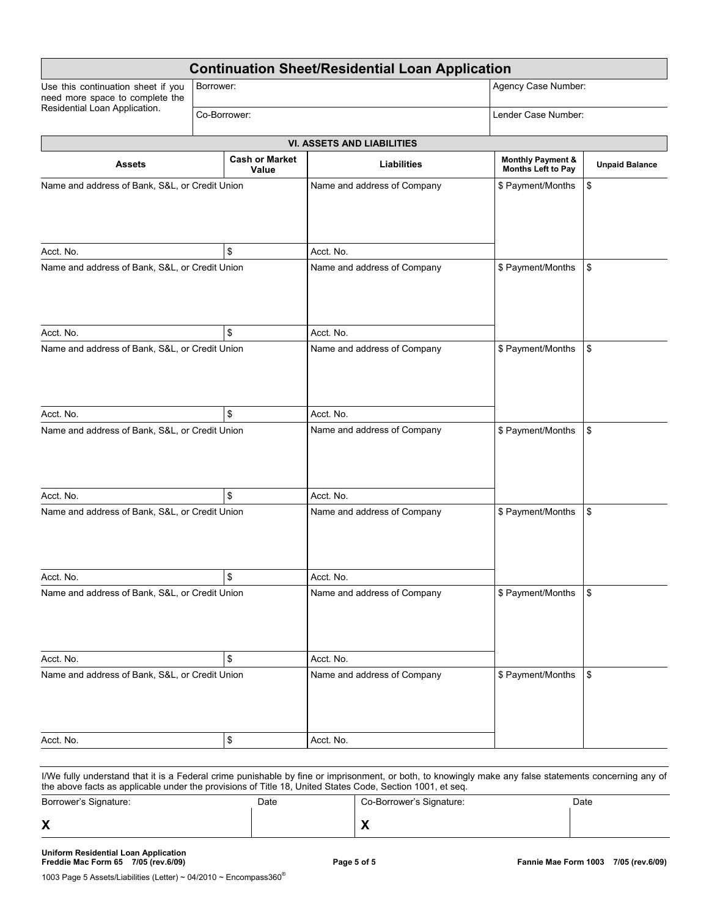# Continuation Sheet/Residential Loan Application

| | | |
|---|---|---|
| Use this continuation sheet if you need more space to complete the Residential Loan Application. | Borrower: | Agency Case Number: |
| | Co-Borrower: | Lender Case Number: |

## VI. ASSETS AND LIABILITIES

| Assets | Cash or Market Value | Liabilities | Monthly Payment & Months Left to Pay | Unpaid Balance |
|---|---|---|---|---|
| Name and address of Bank, S&L, or Credit Union | | Name and address of Company | $ Payment/Months | $ |
| Acct. No. | $ | Acct. No. | | |
| Name and address of Bank, S&L, or Credit Union | | Name and address of Company | $ Payment/Months | $ |
| Acct. No. | $ | Acct. No. | | |
| Name and address of Bank, S&L, or Credit Union | | Name and address of Company | $ Payment/Months | $ |
| Acct. No. | $ | Acct. No. | | |
| Name and address of Bank, S&L, or Credit Union | | Name and address of Company | $ Payment/Months | $ |
| Acct. No. | $ | Acct. No. | | |
| Name and address of Bank, S&L, or Credit Union | | Name and address of Company | $ Payment/Months | $ |
| Acct. No. | $ | Acct. No. | | |
| Name and address of Bank, S&L, or Credit Union | | Name and address of Company | $ Payment/Months | $ |
| Acct. No. | $ | Acct. No. | | |
| Name and address of Bank, S&L, or Credit Union | | Name and address of Company | $ Payment/Months | $ |
| Acct. No. | $ | Acct. No. | | |

I/We fully understand that it is a Federal crime punishable by fine or imprisonment, or both, to knowingly make any false statements concerning any of the above facts as applicable under the provisions of Title 18, United States Code, Section 1001, et seq.

| Borrower's Signature: | Date | Co-Borrower's Signature: | Date |
|---|---|---|---|
| **X** | | **X** | |

**Uniform Residential Loan Application**
**Freddie Mac Form 65 7/05 (rev.6/09)** **Fannie Mae Form 1003 7/05 (rev.6/09)**

1003 Page 5 Assets/Liabilities (Letter) ~ 04/2010 ~ Encompass360®